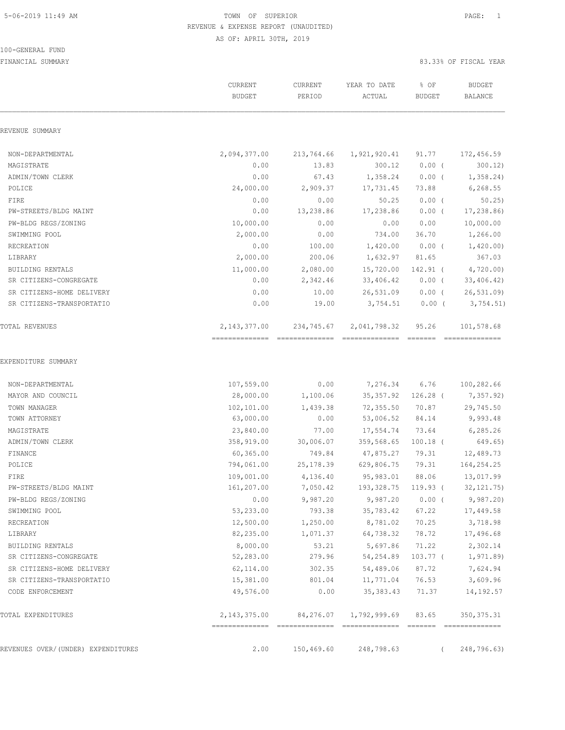5-06-2019 11:49 AM

# TOWN OF SUPERIOR

## REVENUE & EXPENSE REPORT (UNAUDITED)

AS OF: APRIL 30TH, 2019

100-GENERAL FUND

FINANCIAL SUMMARY

83.33% OF FISCAL YEAR

| | CURRENT BUDGET | CURRENT PERIOD | YEAR TO DATE ACTUAL | % OF BUDGET | BUDGET BALANCE |
|---|---|---|---|---|---|
| **REVENUE SUMMARY** | | | | | |
| NON-DEPARTMENTAL | 2,094,377.00 | 213,764.66 | 1,921,920.41 | 91.77 | 172,456.59 |
| MAGISTRATE | 0.00 | 13.83 | 300.12 | 0.00 ( | 300.12) |
| ADMIN/TOWN CLERK | 0.00 | 67.43 | 1,358.24 | 0.00 ( | 1,358.24) |
| POLICE | 24,000.00 | 2,909.37 | 17,731.45 | 73.88 | 6,268.55 |
| FIRE | 0.00 | 0.00 | 50.25 | 0.00 ( | 50.25) |
| PW-STREETS/BLDG MAINT | 0.00 | 13,238.86 | 17,238.86 | 0.00 ( | 17,238.86) |
| PW-BLDG REGS/ZONING | 10,000.00 | 0.00 | 0.00 | 0.00 | 10,000.00 |
| SWIMMING POOL | 2,000.00 | 0.00 | 734.00 | 36.70 | 1,266.00 |
| RECREATION | 0.00 | 100.00 | 1,420.00 | 0.00 ( | 1,420.00) |
| LIBRARY | 2,000.00 | 200.06 | 1,632.97 | 81.65 | 367.03 |
| BUILDING RENTALS | 11,000.00 | 2,080.00 | 15,720.00 | 142.91 ( | 4,720.00) |
| SR CITIZENS-CONGREGATE | 0.00 | 2,342.46 | 33,406.42 | 0.00 ( | 33,406.42) |
| SR CITIZENS-HOME DELIVERY | 0.00 | 10.00 | 26,531.09 | 0.00 ( | 26,531.09) |
| SR CITIZENS-TRANSPORTATIO | 0.00 | 19.00 | 3,754.51 | 0.00 ( | 3,754.51) |
| TOTAL REVENUES | 2,143,377.00 | 234,745.67 | 2,041,798.32 | 95.26 | 101,578.68 |
| **EXPENDITURE SUMMARY** | | | | | |
| NON-DEPARTMENTAL | 107,559.00 | 0.00 | 7,276.34 | 6.76 | 100,282.66 |
| MAYOR AND COUNCIL | 28,000.00 | 1,100.06 | 35,357.92 | 126.28 ( | 7,357.92) |
| TOWN MANAGER | 102,101.00 | 1,439.38 | 72,355.50 | 70.87 | 29,745.50 |
| TOWN ATTORNEY | 63,000.00 | 0.00 | 53,006.52 | 84.14 | 9,993.48 |
| MAGISTRATE | 23,840.00 | 77.00 | 17,554.74 | 73.64 | 6,285.26 |
| ADMIN/TOWN CLERK | 358,919.00 | 30,006.07 | 359,568.65 | 100.18 ( | 649.65) |
| FINANCE | 60,365.00 | 749.84 | 47,875.27 | 79.31 | 12,489.73 |
| POLICE | 794,061.00 | 25,178.39 | 629,806.75 | 79.31 | 164,254.25 |
| FIRE | 109,001.00 | 4,136.40 | 95,983.01 | 88.06 | 13,017.99 |
| PW-STREETS/BLDG MAINT | 161,207.00 | 7,050.42 | 193,328.75 | 119.93 ( | 32,121.75) |
| PW-BLDG REGS/ZONING | 0.00 | 9,987.20 | 9,987.20 | 0.00 ( | 9,987.20) |
| SWIMMING POOL | 53,233.00 | 793.38 | 35,783.42 | 67.22 | 17,449.58 |
| RECREATION | 12,500.00 | 1,250.00 | 8,781.02 | 70.25 | 3,718.98 |
| LIBRARY | 82,235.00 | 1,071.37 | 64,738.32 | 78.72 | 17,496.68 |
| BUILDING RENTALS | 8,000.00 | 53.21 | 5,697.86 | 71.22 | 2,302.14 |
| SR CITIZENS-CONGREGATE | 52,283.00 | 279.96 | 54,254.89 | 103.77 ( | 1,971.89) |
| SR CITIZENS-HOME DELIVERY | 62,114.00 | 302.35 | 54,489.06 | 87.72 | 7,624.94 |
| SR CITIZENS-TRANSPORTATIO | 15,381.00 | 801.04 | 11,771.04 | 76.53 | 3,609.96 |
| CODE ENFORCEMENT | 49,576.00 | 0.00 | 35,383.43 | 71.37 | 14,192.57 |
| TOTAL EXPENDITURES | 2,143,375.00 | 84,276.07 | 1,792,999.69 | 83.65 | 350,375.31 |
| REVENUES OVER/(UNDER) EXPENDITURES | 2.00 | 150,469.60 | 248,798.63 | ( | 248,796.63) |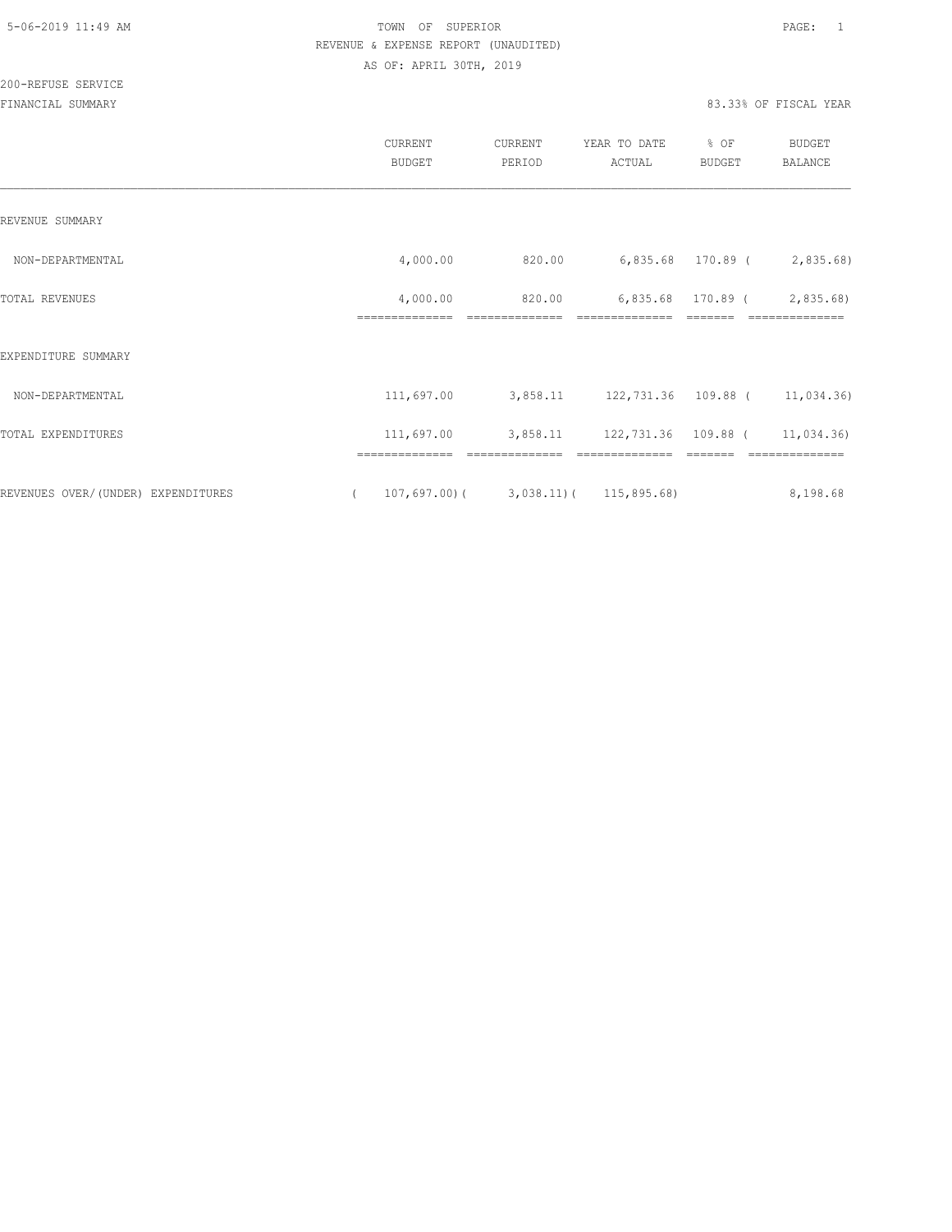TOWN OF SUPERIOR

REVENUE & EXPENSE REPORT (UNAUDITED)

AS OF: APRIL 30TH, 2019

200-REFUSE SERVICE

FINANCIAL SUMMARY — 83.33% OF FISCAL YEAR

| | CURRENT BUDGET | CURRENT PERIOD | YEAR TO DATE ACTUAL | % OF BUDGET | BUDGET BALANCE |
|---|---|---|---|---|---|
| REVENUE SUMMARY | | | | | |
| NON-DEPARTMENTAL | 4,000.00 | 820.00 | 6,835.68 | 170.89 | ( 2,835.68) |
| TOTAL REVENUES | 4,000.00 | 820.00 | 6,835.68 | 170.89 | ( 2,835.68) |
| EXPENDITURE SUMMARY | | | | | |
| NON-DEPARTMENTAL | 111,697.00 | 3,858.11 | 122,731.36 | 109.88 | ( 11,034.36) |
| TOTAL EXPENDITURES | 111,697.00 | 3,858.11 | 122,731.36 | 109.88 | ( 11,034.36) |
| REVENUES OVER/(UNDER) EXPENDITURES | ( 107,697.00) | ( 3,038.11) | ( 115,895.68) | | 8,198.68 |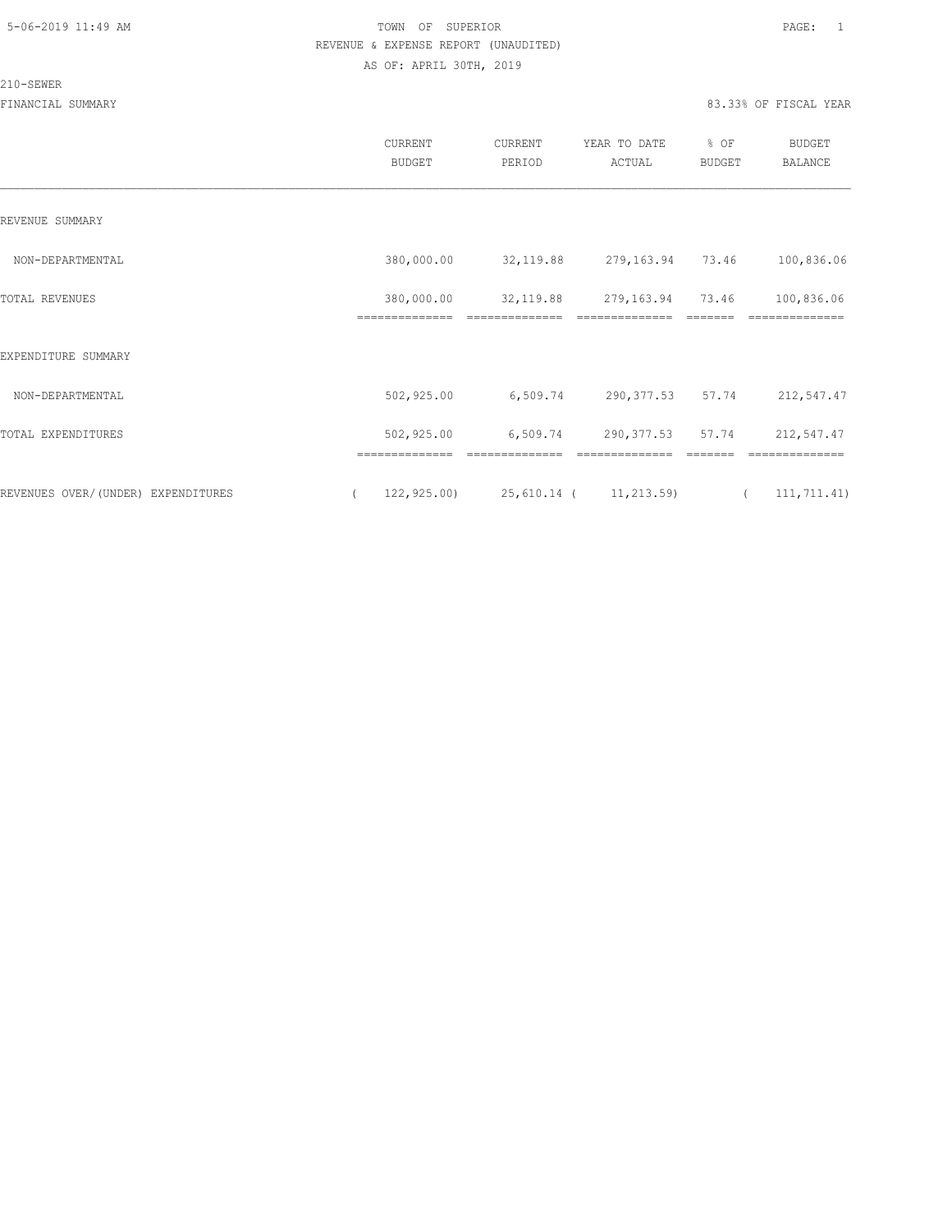TOWN OF SUPERIOR
REVENUE & EXPENSE REPORT (UNAUDITED)
AS OF: APRIL 30TH, 2019

210-SEWER

FINANCIAL SUMMARY

83.33% OF FISCAL YEAR

| | CURRENT BUDGET | CURRENT PERIOD | YEAR TO DATE ACTUAL | % OF BUDGET | BUDGET BALANCE |
|---|---|---|---|---|---|
| REVENUE SUMMARY | | | | | |
| NON-DEPARTMENTAL | 380,000.00 | 32,119.88 | 279,163.94 | 73.46 | 100,836.06 |
| TOTAL REVENUES | 380,000.00 | 32,119.88 | 279,163.94 | 73.46 | 100,836.06 |
| EXPENDITURE SUMMARY | | | | | |
| NON-DEPARTMENTAL | 502,925.00 | 6,509.74 | 290,377.53 | 57.74 | 212,547.47 |
| TOTAL EXPENDITURES | 502,925.00 | 6,509.74 | 290,377.53 | 57.74 | 212,547.47 |
| REVENUES OVER/(UNDER) EXPENDITURES | ( 122,925.00) | 25,610.14 | ( 11,213.59) | | ( 111,711.41) |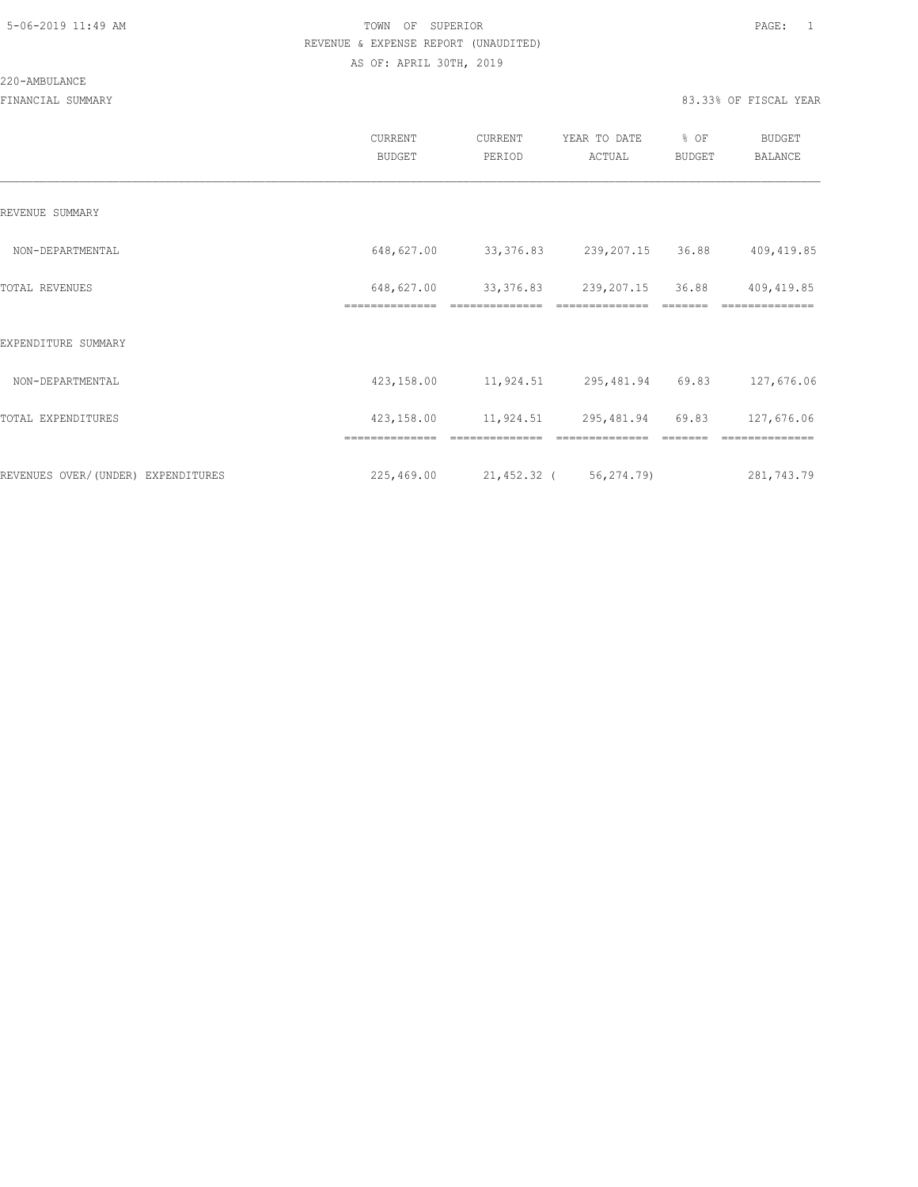TOWN OF SUPERIOR

REVENUE & EXPENSE REPORT (UNAUDITED)

AS OF: APRIL 30TH, 2019

220-AMBULANCE

FINANCIAL SUMMARY

83.33% OF FISCAL YEAR

| | CURRENT BUDGET | CURRENT PERIOD | YEAR TO DATE ACTUAL | % OF BUDGET | BUDGET BALANCE |
|---|---|---|---|---|---|
| REVENUE SUMMARY | | | | | |
| NON-DEPARTMENTAL | 648,627.00 | 33,376.83 | 239,207.15 | 36.88 | 409,419.85 |
| TOTAL REVENUES | 648,627.00 | 33,376.83 | 239,207.15 | 36.88 | 409,419.85 |
| EXPENDITURE SUMMARY | | | | | |
| NON-DEPARTMENTAL | 423,158.00 | 11,924.51 | 295,481.94 | 69.83 | 127,676.06 |
| TOTAL EXPENDITURES | 423,158.00 | 11,924.51 | 295,481.94 | 69.83 | 127,676.06 |
| REVENUES OVER/(UNDER) EXPENDITURES | 225,469.00 | 21,452.32 | ( 56,274.79) | | 281,743.79 |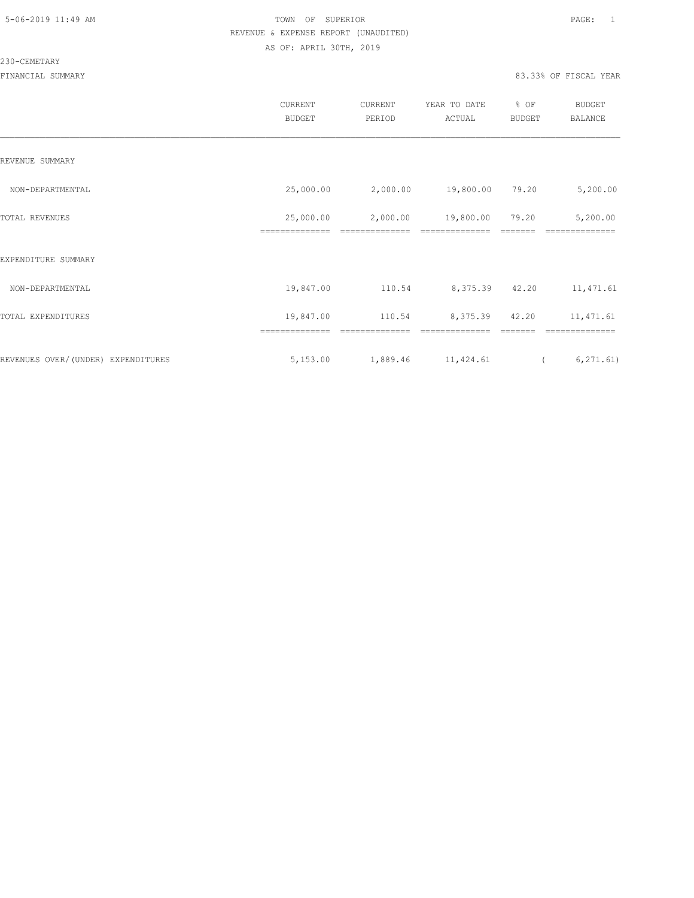5-06-2019 11:49 AM

TOWN OF SUPERIOR

REVENUE & EXPENSE REPORT (UNAUDITED)

AS OF: APRIL 30TH, 2019

230-CEMETARY

FINANCIAL SUMMARY

83.33% OF FISCAL YEAR

| | CURRENT BUDGET | CURRENT PERIOD | YEAR TO DATE ACTUAL | % OF BUDGET | BUDGET BALANCE |
|---|---|---|---|---|---|
| REVENUE SUMMARY | | | | | |
| NON-DEPARTMENTAL | 25,000.00 | 2,000.00 | 19,800.00 | 79.20 | 5,200.00 |
| TOTAL REVENUES | 25,000.00 | 2,000.00 | 19,800.00 | 79.20 | 5,200.00 |
| EXPENDITURE SUMMARY | | | | | |
| NON-DEPARTMENTAL | 19,847.00 | 110.54 | 8,375.39 | 42.20 | 11,471.61 |
| TOTAL EXPENDITURES | 19,847.00 | 110.54 | 8,375.39 | 42.20 | 11,471.61 |
| REVENUES OVER/(UNDER) EXPENDITURES | 5,153.00 | 1,889.46 | 11,424.61 | | ( 6,271.61) |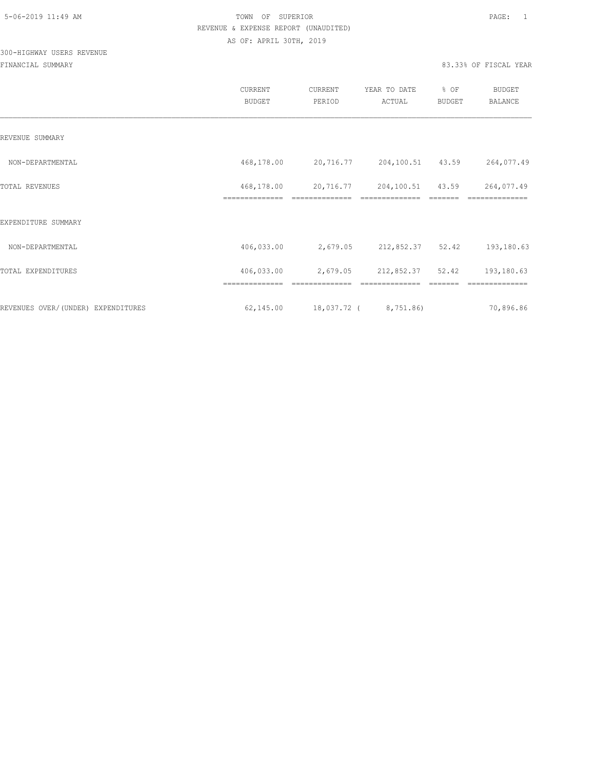TOWN OF SUPERIOR
REVENUE & EXPENSE REPORT (UNAUDITED)
AS OF: APRIL 30TH, 2019

300-HIGHWAY USERS REVENUE

FINANCIAL SUMMARY

83.33% OF FISCAL YEAR

| | CURRENT BUDGET | CURRENT PERIOD | YEAR TO DATE ACTUAL | % OF BUDGET | BUDGET BALANCE |
|---|---|---|---|---|---|
| REVENUE SUMMARY | | | | | |
| NON-DEPARTMENTAL | 468,178.00 | 20,716.77 | 204,100.51 | 43.59 | 264,077.49 |
| TOTAL REVENUES | 468,178.00 | 20,716.77 | 204,100.51 | 43.59 | 264,077.49 |
| EXPENDITURE SUMMARY | | | | | |
| NON-DEPARTMENTAL | 406,033.00 | 2,679.05 | 212,852.37 | 52.42 | 193,180.63 |
| TOTAL EXPENDITURES | 406,033.00 | 2,679.05 | 212,852.37 | 52.42 | 193,180.63 |
| REVENUES OVER/(UNDER) EXPENDITURES | 62,145.00 | 18,037.72 | ( 8,751.86) | | 70,896.86 |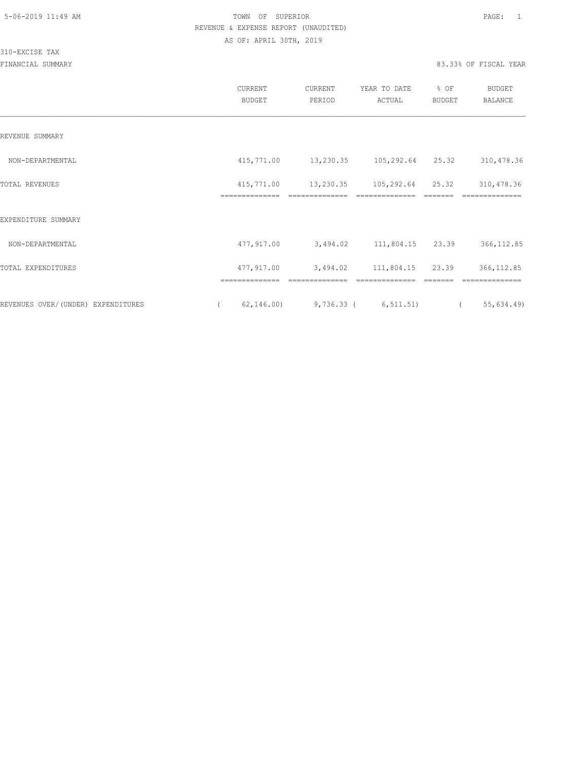5-06-2019 11:49 AM

TOWN OF SUPERIOR

REVENUE & EXPENSE REPORT (UNAUDITED)

AS OF: APRIL 30TH, 2019

310-EXCISE TAX

FINANCIAL SUMMARY

83.33% OF FISCAL YEAR

| | CURRENT BUDGET | CURRENT PERIOD | YEAR TO DATE ACTUAL | % OF BUDGET | BUDGET BALANCE |
|---|---|---|---|---|---|
| REVENUE SUMMARY | | | | | |
| NON-DEPARTMENTAL | 415,771.00 | 13,230.35 | 105,292.64 | 25.32 | 310,478.36 |
| TOTAL REVENUES | 415,771.00 | 13,230.35 | 105,292.64 | 25.32 | 310,478.36 |
| EXPENDITURE SUMMARY | | | | | |
| NON-DEPARTMENTAL | 477,917.00 | 3,494.02 | 111,804.15 | 23.39 | 366,112.85 |
| TOTAL EXPENDITURES | 477,917.00 | 3,494.02 | 111,804.15 | 23.39 | 366,112.85 |
| REVENUES OVER/(UNDER) EXPENDITURES | ( 62,146.00) | 9,736.33 | ( 6,511.51) | | ( 55,634.49) |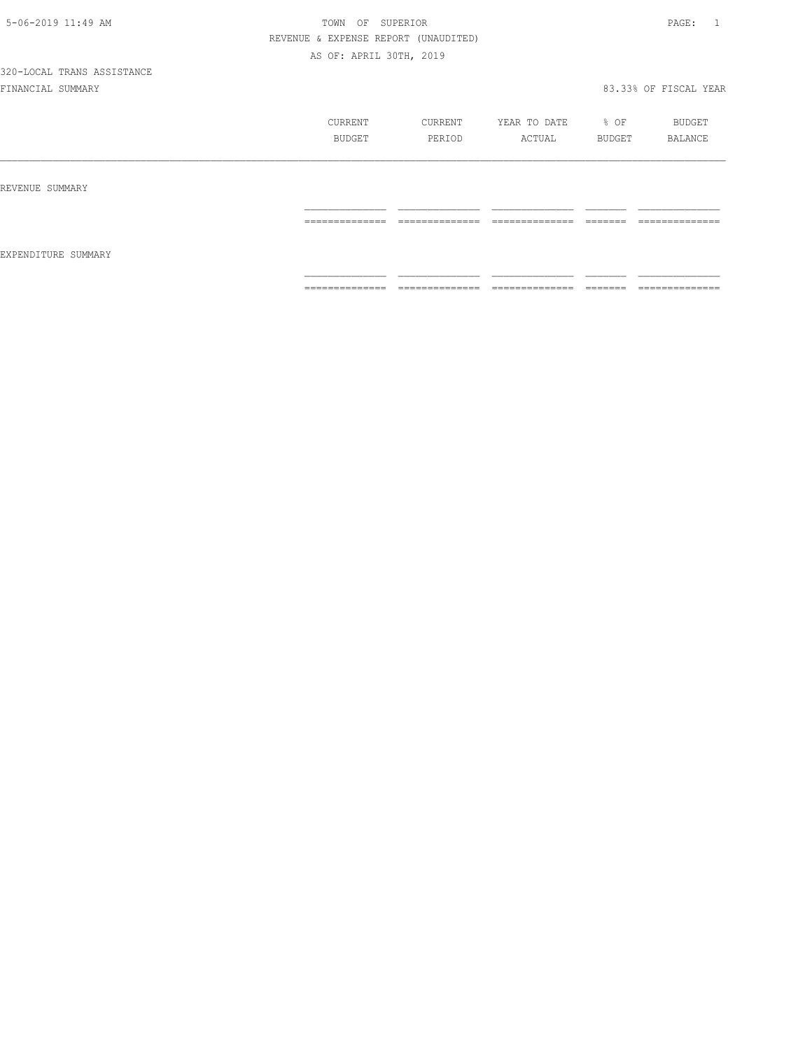TOWN OF SUPERIOR

REVENUE & EXPENSE REPORT (UNAUDITED)

AS OF: APRIL 30TH, 2019

320-LOCAL TRANS ASSISTANCE

FINANCIAL SUMMARY

83.33% OF FISCAL YEAR

| | CURRENT BUDGET | CURRENT PERIOD | YEAR TO DATE ACTUAL | % OF BUDGET | BUDGET BALANCE |
|---|---|---|---|---|---|
| REVENUE SUMMARY | | | | | |
| EXPENDITURE SUMMARY | | | | | |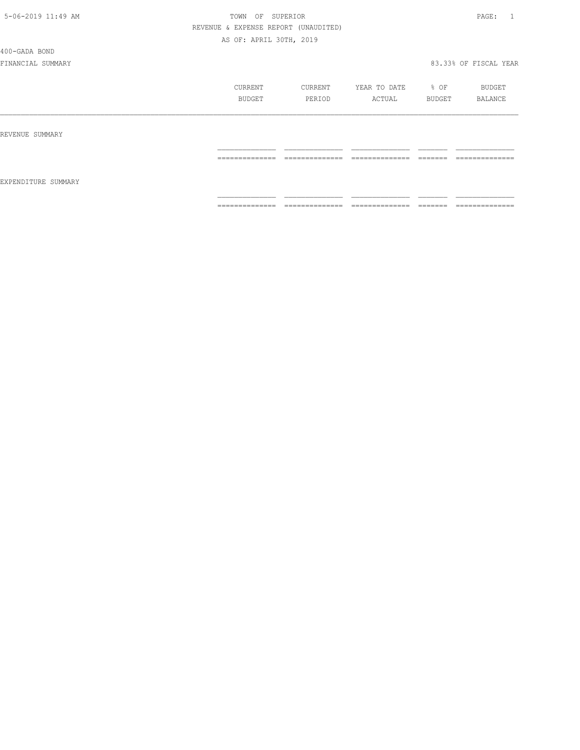TOWN OF SUPERIOR

REVENUE & EXPENSE REPORT (UNAUDITED)

AS OF: APRIL 30TH, 2019

400-GADA BOND

FINANCIAL SUMMARY

83.33% OF FISCAL YEAR

| | CURRENT BUDGET | CURRENT PERIOD | YEAR TO DATE ACTUAL | % OF BUDGET | BUDGET BALANCE |
|---|---|---|---|---|---|
| REVENUE SUMMARY | | | | | |
| EXPENDITURE SUMMARY | | | | | |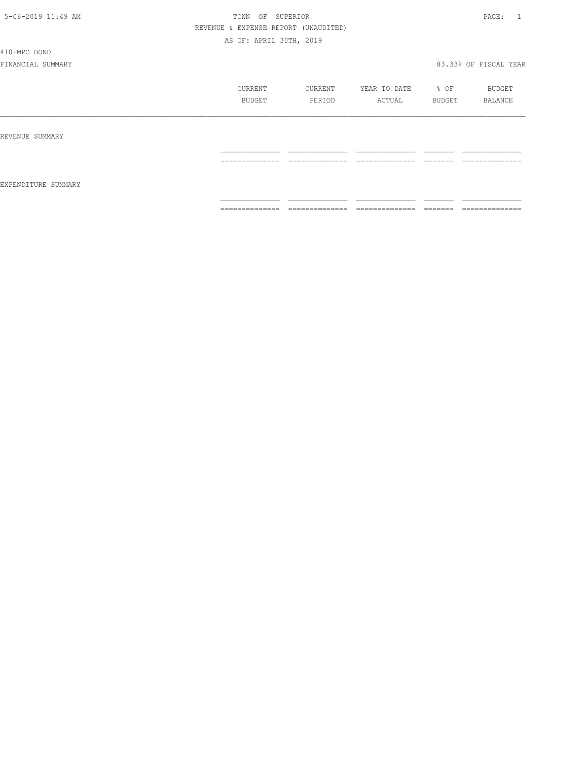TOWN OF SUPERIOR

REVENUE & EXPENSE REPORT (UNAUDITED)

AS OF: APRIL 30TH, 2019

410-MPC BOND

FINANCIAL SUMMARY

83.33% OF FISCAL YEAR

| | CURRENT BUDGET | CURRENT PERIOD | YEAR TO DATE ACTUAL | % OF BUDGET | BUDGET BALANCE |
|---|---|---|---|---|---|
| REVENUE SUMMARY | | | | | |
| EXPENDITURE SUMMARY | | | | | |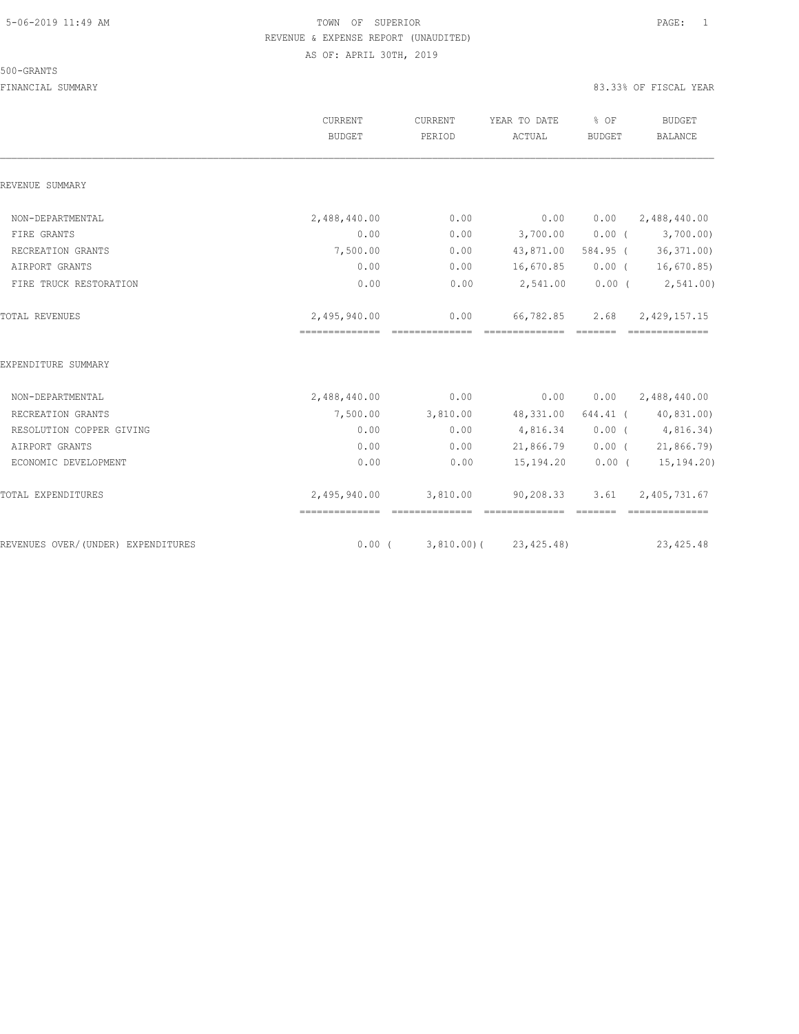TOWN OF SUPERIOR
REVENUE & EXPENSE REPORT (UNAUDITED)
AS OF: APRIL 30TH, 2019

500-GRANTS

FINANCIAL SUMMARY — 83.33% OF FISCAL YEAR

| | CURRENT BUDGET | CURRENT PERIOD | YEAR TO DATE ACTUAL | % OF BUDGET | BUDGET BALANCE |
|---|---|---|---|---|---|
| **REVENUE SUMMARY** | | | | | |
| NON-DEPARTMENTAL | 2,488,440.00 | 0.00 | 0.00 | 0.00 | 2,488,440.00 |
| FIRE GRANTS | 0.00 | 0.00 | 3,700.00 | 0.00 | ( 3,700.00) |
| RECREATION GRANTS | 7,500.00 | 0.00 | 43,871.00 | 584.95 | ( 36,371.00) |
| AIRPORT GRANTS | 0.00 | 0.00 | 16,670.85 | 0.00 | ( 16,670.85) |
| FIRE TRUCK RESTORATION | 0.00 | 0.00 | 2,541.00 | 0.00 | ( 2,541.00) |
| TOTAL REVENUES | 2,495,940.00 | 0.00 | 66,782.85 | 2.68 | 2,429,157.15 |
| **EXPENDITURE SUMMARY** | | | | | |
| NON-DEPARTMENTAL | 2,488,440.00 | 0.00 | 0.00 | 0.00 | 2,488,440.00 |
| RECREATION GRANTS | 7,500.00 | 3,810.00 | 48,331.00 | 644.41 | ( 40,831.00) |
| RESOLUTION COPPER GIVING | 0.00 | 0.00 | 4,816.34 | 0.00 | ( 4,816.34) |
| AIRPORT GRANTS | 0.00 | 0.00 | 21,866.79 | 0.00 | ( 21,866.79) |
| ECONOMIC DEVELOPMENT | 0.00 | 0.00 | 15,194.20 | 0.00 | ( 15,194.20) |
| TOTAL EXPENDITURES | 2,495,940.00 | 3,810.00 | 90,208.33 | 3.61 | 2,405,731.67 |
| REVENUES OVER/(UNDER) EXPENDITURES | 0.00 | ( 3,810.00) | ( 23,425.48) | | 23,425.48 |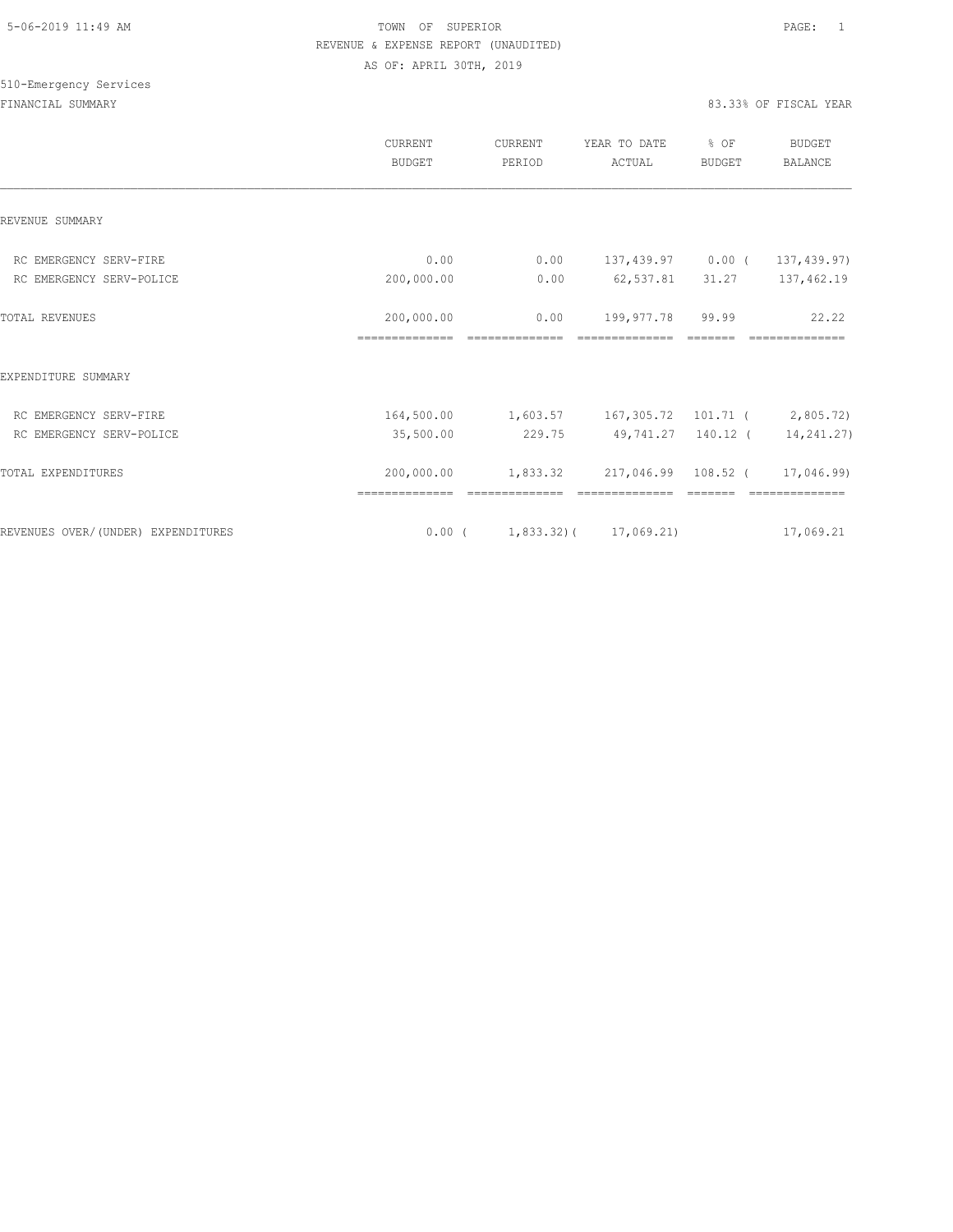TOWN OF SUPERIOR

REVENUE & EXPENSE REPORT (UNAUDITED)

AS OF: APRIL 30TH, 2019

510-Emergency Services

FINANCIAL SUMMARY

83.33% OF FISCAL YEAR

| | CURRENT BUDGET | CURRENT PERIOD | YEAR TO DATE ACTUAL | % OF BUDGET | BUDGET BALANCE |
|---|---|---|---|---|---|
| **REVENUE SUMMARY** | | | | | |
| RC EMERGENCY SERV-FIRE | 0.00 | 0.00 | 137,439.97 | 0.00 | ( 137,439.97) |
| RC EMERGENCY SERV-POLICE | 200,000.00 | 0.00 | 62,537.81 | 31.27 | 137,462.19 |
| TOTAL REVENUES | 200,000.00 | 0.00 | 199,977.78 | 99.99 | 22.22 |
| **EXPENDITURE SUMMARY** | | | | | |
| RC EMERGENCY SERV-FIRE | 164,500.00 | 1,603.57 | 167,305.72 | 101.71 | ( 2,805.72) |
| RC EMERGENCY SERV-POLICE | 35,500.00 | 229.75 | 49,741.27 | 140.12 | ( 14,241.27) |
| TOTAL EXPENDITURES | 200,000.00 | 1,833.32 | 217,046.99 | 108.52 | ( 17,046.99) |
| REVENUES OVER/(UNDER) EXPENDITURES | 0.00 | ( 1,833.32) | ( 17,069.21) | | 17,069.21 |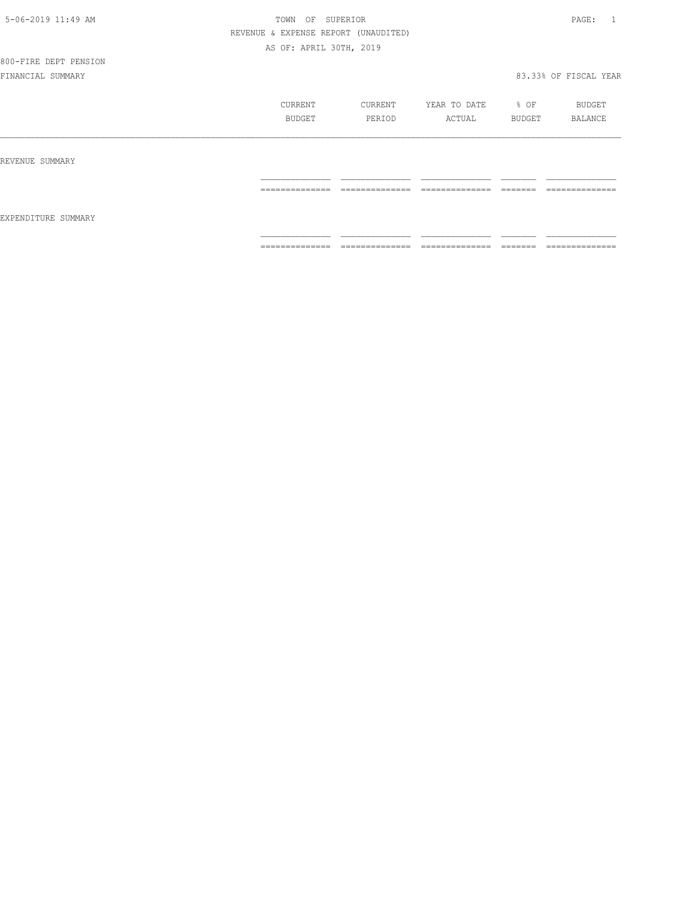TOWN OF SUPERIOR

REVENUE & EXPENSE REPORT (UNAUDITED)

AS OF: APRIL 30TH, 2019

800-FIRE DEPT PENSION

FINANCIAL SUMMARY

83.33% OF FISCAL YEAR

| | CURRENT BUDGET | CURRENT PERIOD | YEAR TO DATE ACTUAL | % OF BUDGET | BUDGET BALANCE |
|---|---|---|---|---|---|
| REVENUE SUMMARY | | | | | |
| | | | | | |
| EXPENDITURE SUMMARY | | | | | |
| | | | | | |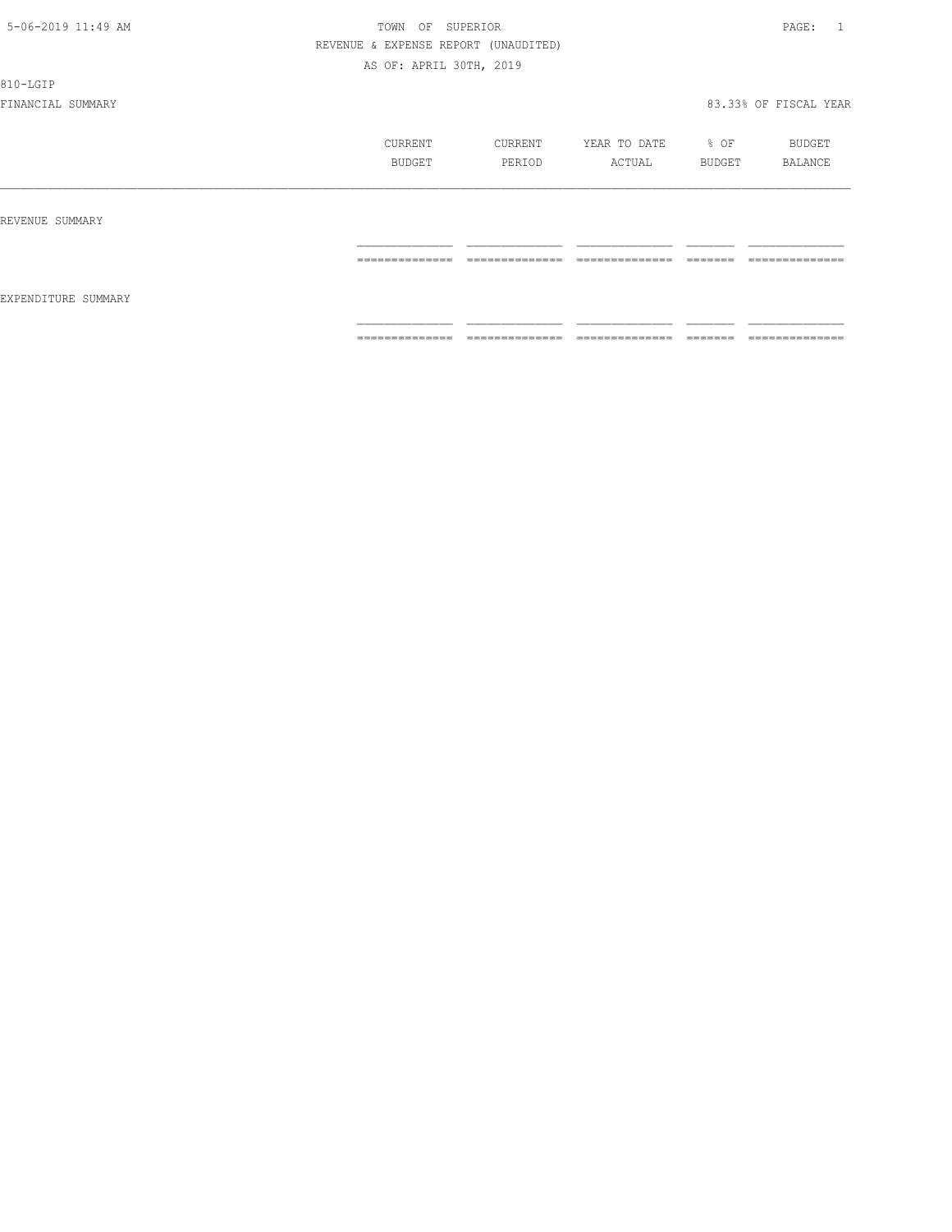TOWN OF SUPERIOR
REVENUE & EXPENSE REPORT (UNAUDITED)
AS OF: APRIL 30TH, 2019

810-LGIP

FINANCIAL SUMMARY 83.33% OF FISCAL YEAR

| | CURRENT BUDGET | CURRENT PERIOD | YEAR TO DATE ACTUAL | % OF BUDGET | BUDGET BALANCE |
|---|---|---|---|---|---|
| REVENUE SUMMARY | | | | | |
| EXPENDITURE SUMMARY | | | | | |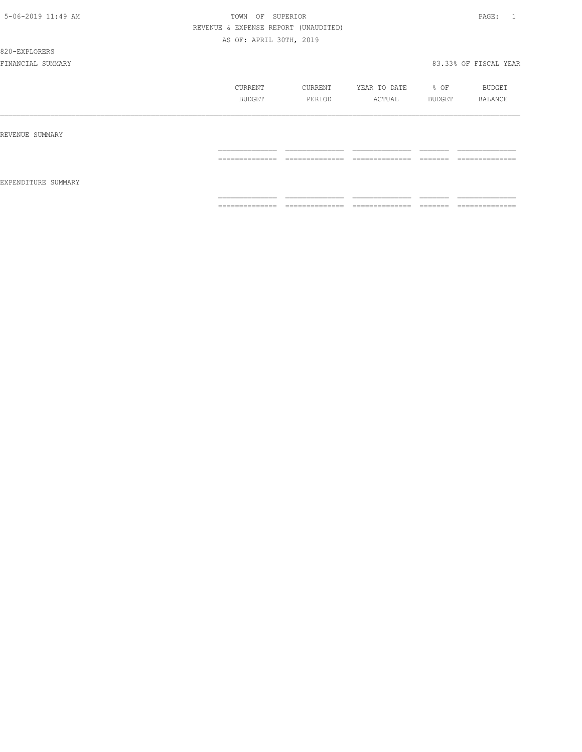5-06-2019 11:49 AM

TOWN OF SUPERIOR

REVENUE & EXPENSE REPORT (UNAUDITED)

AS OF: APRIL 30TH, 2019

820-EXPLORERS

FINANCIAL SUMMARY

83.33% OF FISCAL YEAR

| | CURRENT BUDGET | CURRENT PERIOD | YEAR TO DATE ACTUAL | % OF BUDGET | BUDGET BALANCE |
|---|---|---|---|---|---|
| REVENUE SUMMARY | | | | | |
| EXPENDITURE SUMMARY | | | | | |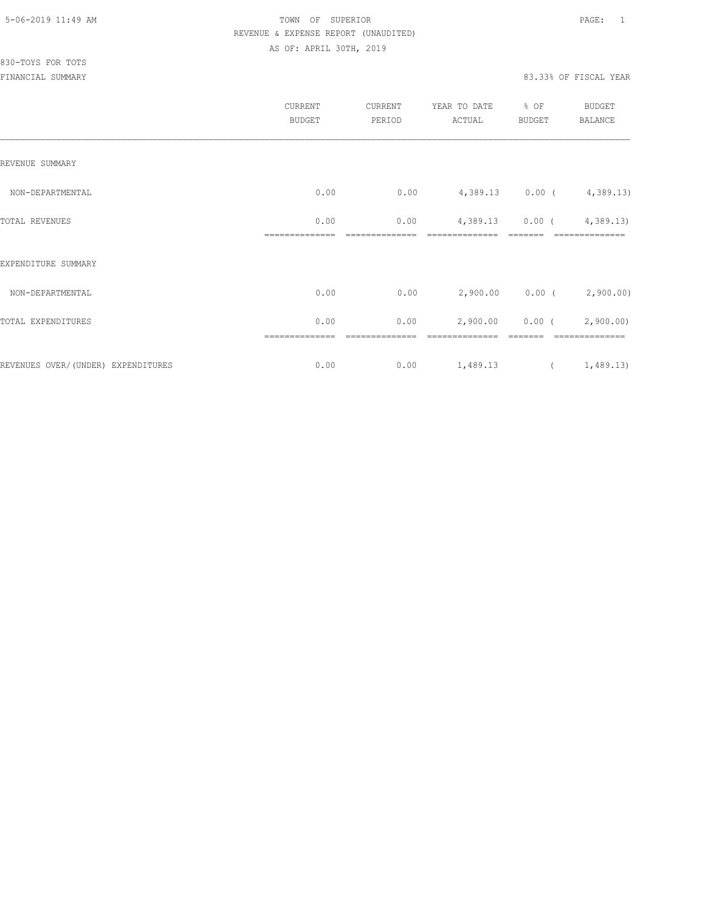TOWN OF SUPERIOR
REVENUE & EXPENSE REPORT (UNAUDITED)
AS OF: APRIL 30TH, 2019

830-TOYS FOR TOTS

FINANCIAL SUMMARY 83.33% OF FISCAL YEAR

| | CURRENT BUDGET | CURRENT PERIOD | YEAR TO DATE ACTUAL | % OF BUDGET | BUDGET BALANCE |
|---|---|---|---|---|---|
| REVENUE SUMMARY | | | | | |
| NON-DEPARTMENTAL | 0.00 | 0.00 | 4,389.13 | 0.00 | ( 4,389.13) |
| TOTAL REVENUES | 0.00 | 0.00 | 4,389.13 | 0.00 | ( 4,389.13) |
| EXPENDITURE SUMMARY | | | | | |
| NON-DEPARTMENTAL | 0.00 | 0.00 | 2,900.00 | 0.00 | ( 2,900.00) |
| TOTAL EXPENDITURES | 0.00 | 0.00 | 2,900.00 | 0.00 | ( 2,900.00) |
| REVENUES OVER/(UNDER) EXPENDITURES | 0.00 | 0.00 | 1,489.13 | | ( 1,489.13) |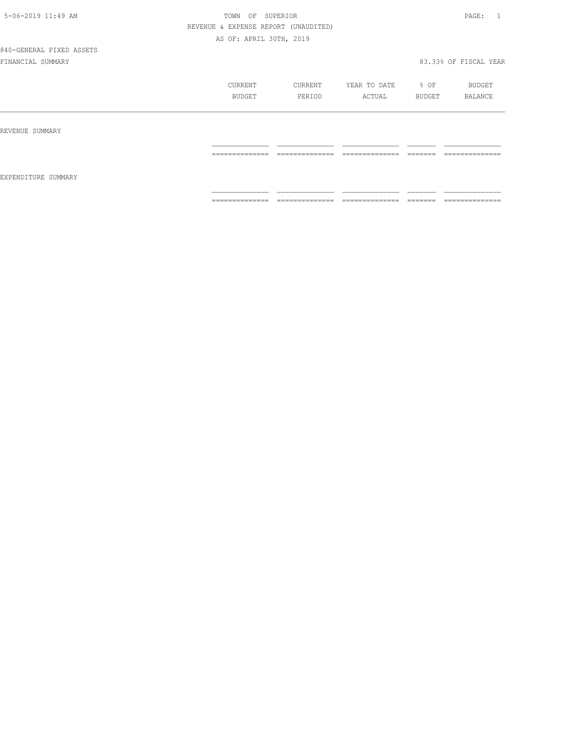5-06-2019 11:49 AM

TOWN OF SUPERIOR

REVENUE & EXPENSE REPORT (UNAUDITED)

AS OF: APRIL 30TH, 2019

840-GENERAL FIXED ASSETS

FINANCIAL SUMMARY

83.33% OF FISCAL YEAR

| | CURRENT BUDGET | CURRENT PERIOD | YEAR TO DATE ACTUAL | % OF BUDGET | BUDGET BALANCE |
|---|---|---|---|---|---|
| REVENUE SUMMARY | | | | | |
| EXPENDITURE SUMMARY | | | | | |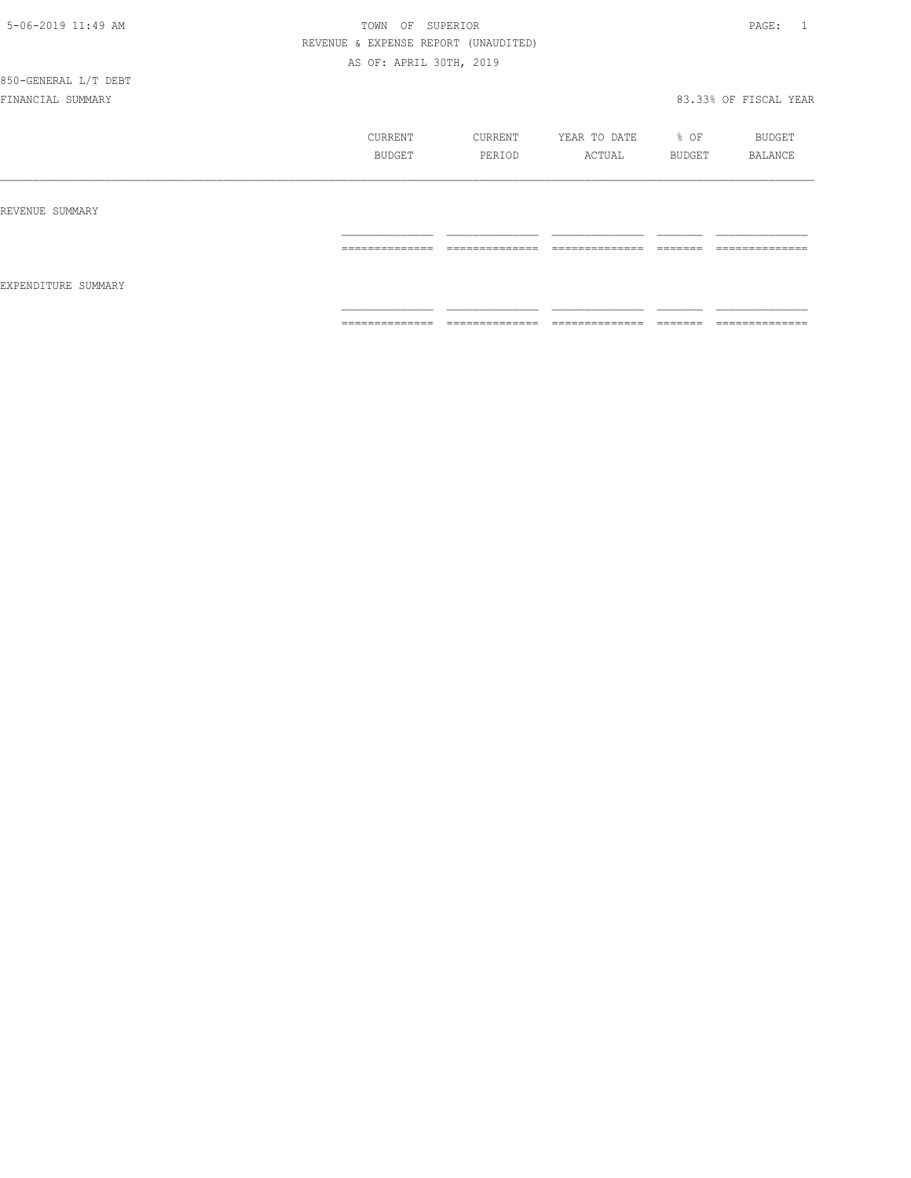TOWN OF SUPERIOR

REVENUE & EXPENSE REPORT (UNAUDITED)

AS OF: APRIL 30TH, 2019

850-GENERAL L/T DEBT

FINANCIAL SUMMARY

83.33% OF FISCAL YEAR

| | CURRENT BUDGET | CURRENT PERIOD | YEAR TO DATE ACTUAL | % OF BUDGET | BUDGET BALANCE |
|---|---|---|---|---|---|
| REVENUE SUMMARY | | | | | |
| EXPENDITURE SUMMARY | | | | | |